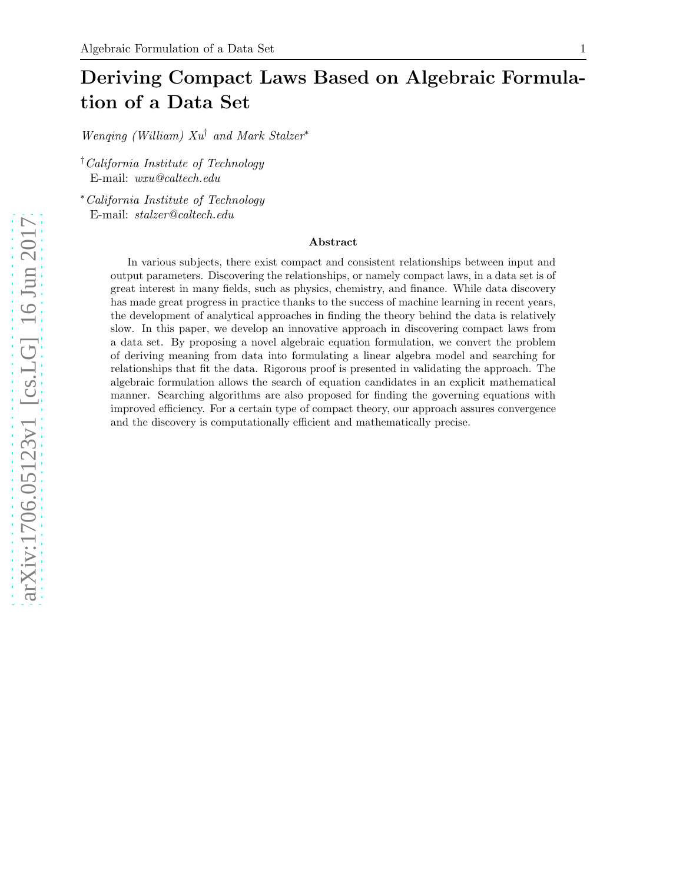# Deriving Compact Laws Based on Algebraic Formulation of a Data Set

*Wenqing (William) Xu*[†] *and Mark Stalzer*[*]

[†] *California Institute of Technology*
E-mail: *wxu@caltech.edu*

[*] *California Institute of Technology*
E-mail: *stalzer@caltech.edu*

## Abstract

In various subjects, there exist compact and consistent relationships between input and output parameters. Discovering the relationships, or namely compact laws, in a data set is of great interest in many fields, such as physics, chemistry, and finance. While data discovery has made great progress in practice thanks to the success of machine learning in recent years, the development of analytical approaches in finding the theory behind the data is relatively slow. In this paper, we develop an innovative approach in discovering compact laws from a data set. By proposing a novel algebraic equation formulation, we convert the problem of deriving meaning from data into formulating a linear algebra model and searching for relationships that fit the data. Rigorous proof is presented in validating the approach. The algebraic formulation allows the search of equation candidates in an explicit mathematical manner. Searching algorithms are also proposed for finding the governing equations with improved efficiency. For a certain type of compact theory, our approach assures convergence and the discovery is computationally efficient and mathematically precise.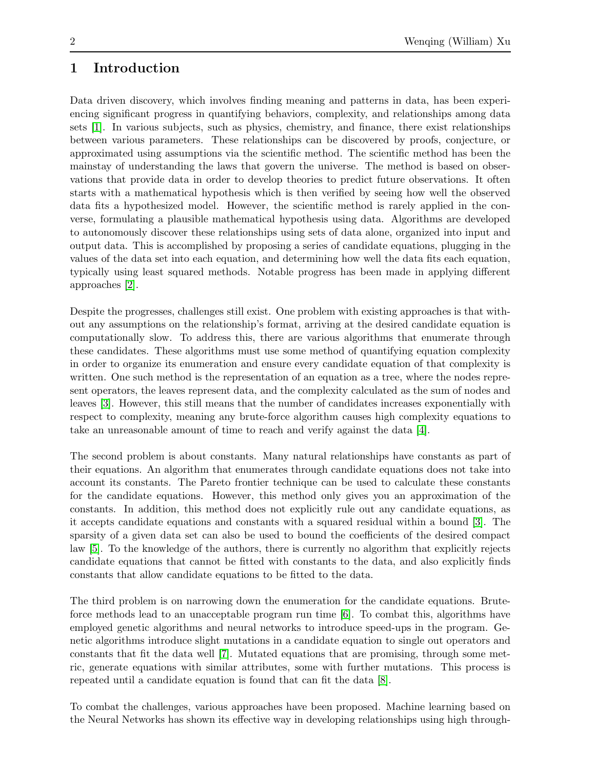# 1 Introduction

Data driven discovery, which involves finding meaning and patterns in data, has been experiencing significant progress in quantifying behaviors, complexity, and relationships among data sets [1]. In various subjects, such as physics, chemistry, and finance, there exist relationships between various parameters. These relationships can be discovered by proofs, conjecture, or approximated using assumptions via the scientific method. The scientific method has been the mainstay of understanding the laws that govern the universe. The method is based on observations that provide data in order to develop theories to predict future observations. It often starts with a mathematical hypothesis which is then verified by seeing how well the observed data fits a hypothesized model. However, the scientific method is rarely applied in the converse, formulating a plausible mathematical hypothesis using data. Algorithms are developed to autonomously discover these relationships using sets of data alone, organized into input and output data. This is accomplished by proposing a series of candidate equations, plugging in the values of the data set into each equation, and determining how well the data fits each equation, typically using least squared methods. Notable progress has been made in applying different approaches [2].

Despite the progresses, challenges still exist. One problem with existing approaches is that without any assumptions on the relationship's format, arriving at the desired candidate equation is computationally slow. To address this, there are various algorithms that enumerate through these candidates. These algorithms must use some method of quantifying equation complexity in order to organize its enumeration and ensure every candidate equation of that complexity is written. One such method is the representation of an equation as a tree, where the nodes represent operators, the leaves represent data, and the complexity calculated as the sum of nodes and leaves [3]. However, this still means that the number of candidates increases exponentially with respect to complexity, meaning any brute-force algorithm causes high complexity equations to take an unreasonable amount of time to reach and verify against the data [4].

The second problem is about constants. Many natural relationships have constants as part of their equations. An algorithm that enumerates through candidate equations does not take into account its constants. The Pareto frontier technique can be used to calculate these constants for the candidate equations. However, this method only gives you an approximation of the constants. In addition, this method does not explicitly rule out any candidate equations, as it accepts candidate equations and constants with a squared residual within a bound [3]. The sparsity of a given data set can also be used to bound the coefficients of the desired compact law [5]. To the knowledge of the authors, there is currently no algorithm that explicitly rejects candidate equations that cannot be fitted with constants to the data, and also explicitly finds constants that allow candidate equations to be fitted to the data.

The third problem is on narrowing down the enumeration for the candidate equations. Brute-force methods lead to an unacceptable program run time [6]. To combat this, algorithms have employed genetic algorithms and neural networks to introduce speed-ups in the program. Genetic algorithms introduce slight mutations in a candidate equation to single out operators and constants that fit the data well [7]. Mutated equations that are promising, through some metric, generate equations with similar attributes, some with further mutations. This process is repeated until a candidate equation is found that can fit the data [8].

To combat the challenges, various approaches have been proposed. Machine learning based on the Neural Networks has shown its effective way in developing relationships using high through-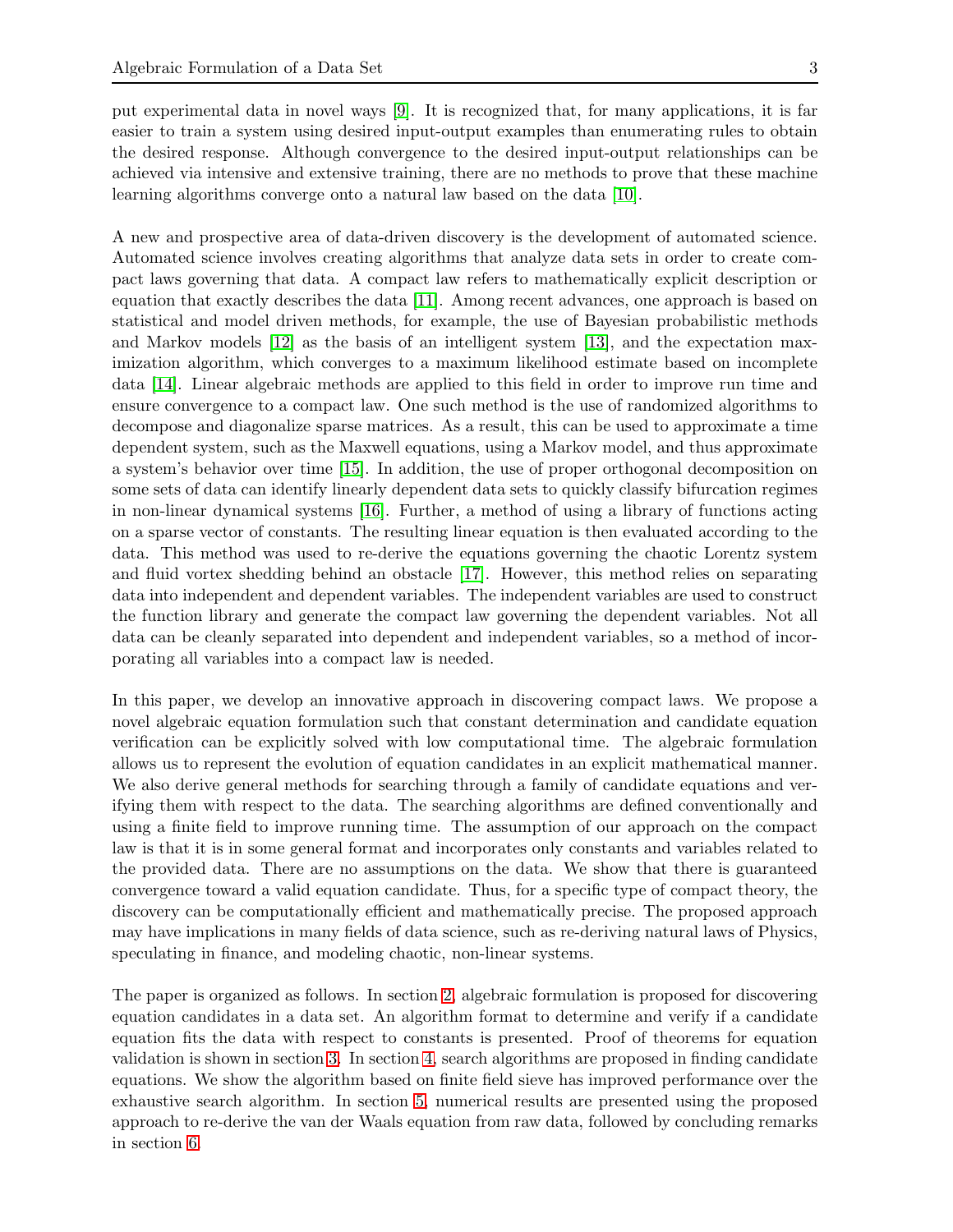put experimental data in novel ways [9]. It is recognized that, for many applications, it is far easier to train a system using desired input-output examples than enumerating rules to obtain the desired response. Although convergence to the desired input-output relationships can be achieved via intensive and extensive training, there are no methods to prove that these machine learning algorithms converge onto a natural law based on the data [10].

A new and prospective area of data-driven discovery is the development of automated science. Automated science involves creating algorithms that analyze data sets in order to create compact laws governing that data. A compact law refers to mathematically explicit description or equation that exactly describes the data [11]. Among recent advances, one approach is based on statistical and model driven methods, for example, the use of Bayesian probabilistic methods and Markov models [12] as the basis of an intelligent system [13], and the expectation maximization algorithm, which converges to a maximum likelihood estimate based on incomplete data [14]. Linear algebraic methods are applied to this field in order to improve run time and ensure convergence to a compact law. One such method is the use of randomized algorithms to decompose and diagonalize sparse matrices. As a result, this can be used to approximate a time dependent system, such as the Maxwell equations, using a Markov model, and thus approximate a system's behavior over time [15]. In addition, the use of proper orthogonal decomposition on some sets of data can identify linearly dependent data sets to quickly classify bifurcation regimes in non-linear dynamical systems [16]. Further, a method of using a library of functions acting on a sparse vector of constants. The resulting linear equation is then evaluated according to the data. This method was used to re-derive the equations governing the chaotic Lorentz system and fluid vortex shedding behind an obstacle [17]. However, this method relies on separating data into independent and dependent variables. The independent variables are used to construct the function library and generate the compact law governing the dependent variables. Not all data can be cleanly separated into dependent and independent variables, so a method of incorporating all variables into a compact law is needed.

In this paper, we develop an innovative approach in discovering compact laws. We propose a novel algebraic equation formulation such that constant determination and candidate equation verification can be explicitly solved with low computational time. The algebraic formulation allows us to represent the evolution of equation candidates in an explicit mathematical manner. We also derive general methods for searching through a family of candidate equations and verifying them with respect to the data. The searching algorithms are defined conventionally and using a finite field to improve running time. The assumption of our approach on the compact law is that it is in some general format and incorporates only constants and variables related to the provided data. There are no assumptions on the data. We show that there is guaranteed convergence toward a valid equation candidate. Thus, for a specific type of compact theory, the discovery can be computationally efficient and mathematically precise. The proposed approach may have implications in many fields of data science, such as re-deriving natural laws of Physics, speculating in finance, and modeling chaotic, non-linear systems.

The paper is organized as follows. In section 2, algebraic formulation is proposed for discovering equation candidates in a data set. An algorithm format to determine and verify if a candidate equation fits the data with respect to constants is presented. Proof of theorems for equation validation is shown in section 3. In section 4, search algorithms are proposed in finding candidate equations. We show the algorithm based on finite field sieve has improved performance over the exhaustive search algorithm. In section 5, numerical results are presented using the proposed approach to re-derive the van der Waals equation from raw data, followed by concluding remarks in section 6.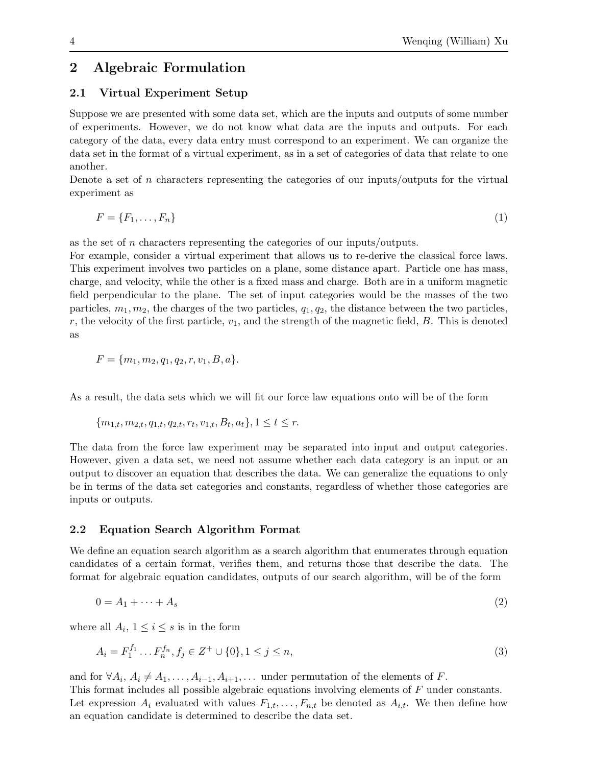## 2 Algebraic Formulation

### 2.1 Virtual Experiment Setup

Suppose we are presented with some data set, which are the inputs and outputs of some number of experiments. However, we do not know what data are the inputs and outputs. For each category of the data, every data entry must correspond to an experiment. We can organize the data set in the format of a virtual experiment, as in a set of categories of data that relate to one another.

Denote a set of $n$ characters representing the categories of our inputs/outputs for the virtual experiment as

$$F = \{F_1, \dots, F_n\} \tag{1}$$

as the set of $n$ characters representing the categories of our inputs/outputs.

For example, consider a virtual experiment that allows us to re-derive the classical force laws. This experiment involves two particles on a plane, some distance apart. Particle one has mass, charge, and velocity, while the other is a fixed mass and charge. Both are in a uniform magnetic field perpendicular to the plane. The set of input categories would be the masses of the two particles, $m_1, m_2$, the charges of the two particles, $q_1, q_2$, the distance between the two particles, $r$, the velocity of the first particle, $v_1$, and the strength of the magnetic field, $B$. This is denoted as

$$F = \{m_1, m_2, q_1, q_2, r, v_1, B, a\}.$$

As a result, the data sets which we will fit our force law equations onto will be of the form

$$\{m_{1,t}, m_{2,t}, q_{1,t}, q_{2,t}, r_t, v_{1,t}, B_t, a_t\}, 1 \leq t \leq r.$$

The data from the force law experiment may be separated into input and output categories. However, given a data set, we need not assume whether each data category is an input or an output to discover an equation that describes the data. We can generalize the equations to only be in terms of the data set categories and constants, regardless of whether those categories are inputs or outputs.

### 2.2 Equation Search Algorithm Format

We define an equation search algorithm as a search algorithm that enumerates through equation candidates of a certain format, verifies them, and returns those that describe the data. The format for algebraic equation candidates, outputs of our search algorithm, will be of the form

$$0 = A_1 + \dots + A_s \tag{2}$$

where all $A_i$, $1 \leq i \leq s$ is in the form

$$A_i = F_1^{f_1} \dots F_n^{f_n}, f_j \in Z^+ \cup \{0\}, 1 \leq j \leq n, \tag{3}$$

and for $\forall A_i$, $A_i \neq A_1, \dots, A_{i-1}, A_{i+1}, \dots$ under permutation of the elements of $F$.

This format includes all possible algebraic equations involving elements of $F$ under constants. Let expression $A_i$ evaluated with values $F_{1,t}, \dots, F_{n,t}$ be denoted as $A_{i,t}$. We then define how an equation candidate is determined to describe the data set.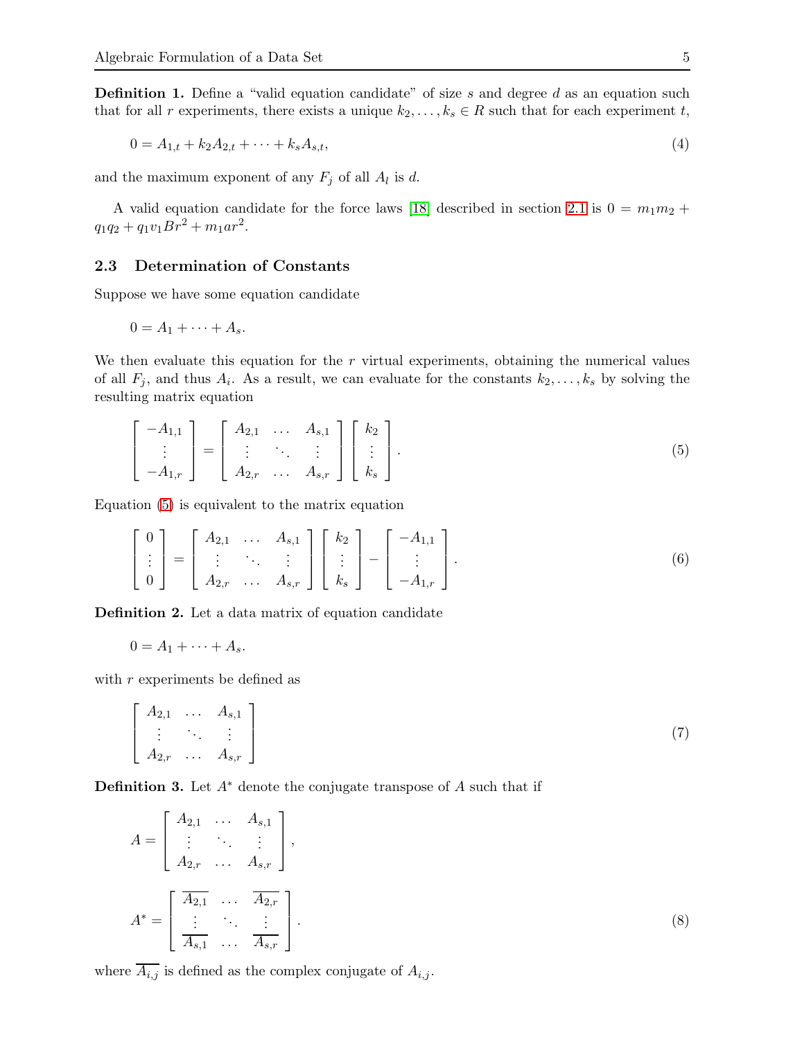**Definition 1.** Define a "valid equation candidate" of size $s$ and degree $d$ as an equation such that for all $r$ experiments, there exists a unique $k_2, \ldots, k_s \in R$ such that for each experiment $t$,

$$0 = A_{1,t} + k_2 A_{2,t} + \cdots + k_s A_{s,t}, \tag{4}$$

and the maximum exponent of any $F_j$ of all $A_l$ is $d$.

A valid equation candidate for the force laws [18] described in section 2.1 is $0 = m_1 m_2 + q_1 q_2 + q_1 v_1 B r^2 + m_1 a r^2$.

### 2.3 Determination of Constants

Suppose we have some equation candidate

$$0 = A_1 + \cdots + A_s.$$

We then evaluate this equation for the $r$ virtual experiments, obtaining the numerical values of all $F_j$, and thus $A_i$. As a result, we can evaluate for the constants $k_2, \ldots, k_s$ by solving the resulting matrix equation

$$\begin{bmatrix} -A_{1,1} \\ \vdots \\ -A_{1,r} \end{bmatrix} = \begin{bmatrix} A_{2,1} & \ldots & A_{s,1} \\ \vdots & \ddots & \vdots \\ A_{2,r} & \ldots & A_{s,r} \end{bmatrix} \begin{bmatrix} k_2 \\ \vdots \\ k_s \end{bmatrix}. \tag{5}$$

Equation (5) is equivalent to the matrix equation

$$\begin{bmatrix} 0 \\ \vdots \\ 0 \end{bmatrix} = \begin{bmatrix} A_{2,1} & \ldots & A_{s,1} \\ \vdots & \ddots & \vdots \\ A_{2,r} & \ldots & A_{s,r} \end{bmatrix} \begin{bmatrix} k_2 \\ \vdots \\ k_s \end{bmatrix} - \begin{bmatrix} -A_{1,1} \\ \vdots \\ -A_{1,r} \end{bmatrix}. \tag{6}$$

**Definition 2.** Let a data matrix of equation candidate

$$0 = A_1 + \cdots + A_s.$$

with $r$ experiments be defined as

$$\begin{bmatrix} A_{2,1} & \ldots & A_{s,1} \\ \vdots & \ddots & \vdots \\ A_{2,r} & \ldots & A_{s,r} \end{bmatrix} \tag{7}$$

**Definition 3.** Let $A^*$ denote the conjugate transpose of $A$ such that if

$$A = \begin{bmatrix} A_{2,1} & \ldots & A_{s,1} \\ \vdots & \ddots & \vdots \\ A_{2,r} & \ldots & A_{s,r} \end{bmatrix},$$

$$A^* = \begin{bmatrix} \overline{A_{2,1}} & \ldots & \overline{A_{2,r}} \\ \vdots & \ddots & \vdots \\ \overline{A_{s,1}} & \ldots & \overline{A_{s,r}} \end{bmatrix}. \tag{8}$$

where $\overline{A_{i,j}}$ is defined as the complex conjugate of $A_{i,j}$.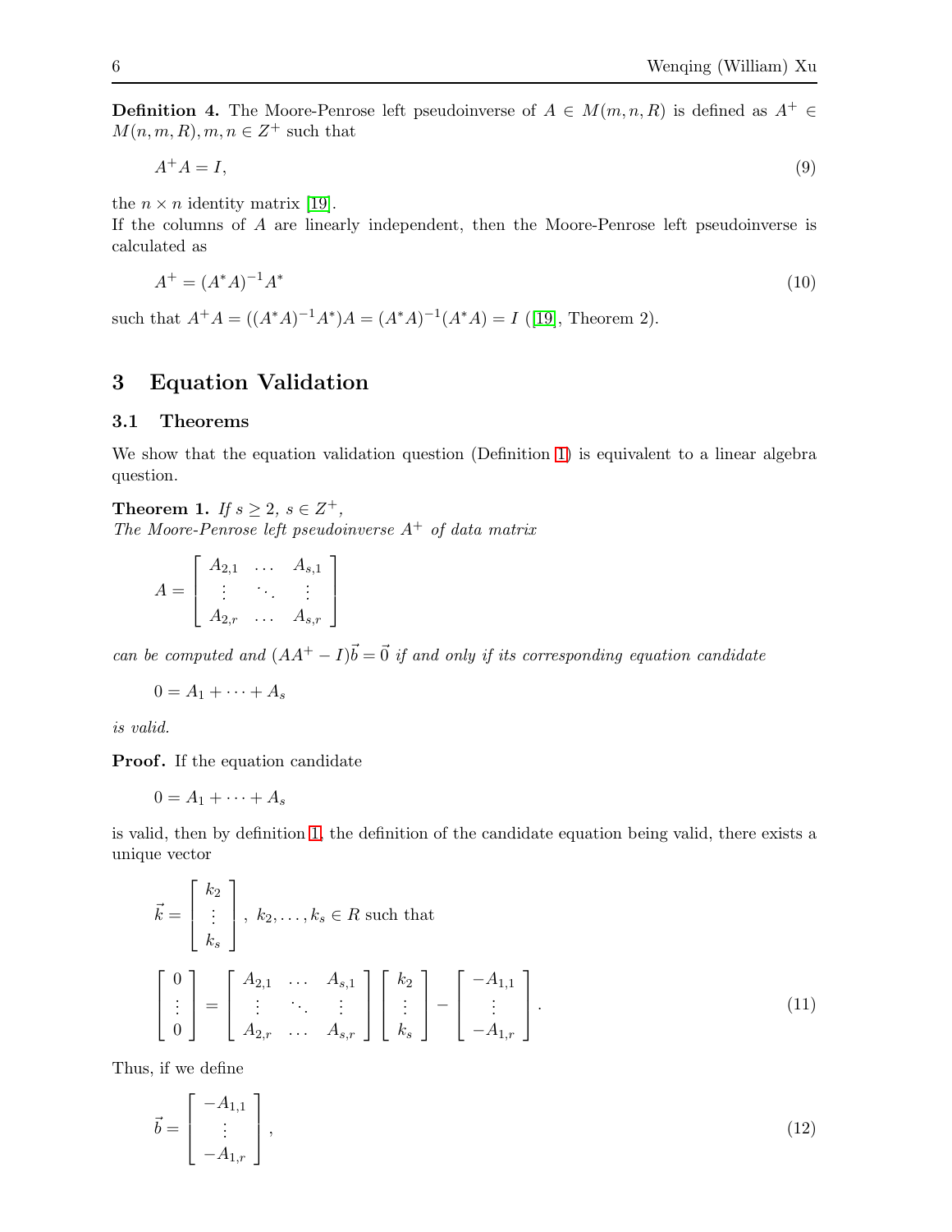**Definition 4.** The Moore-Penrose left pseudoinverse of $A \in M(m, n, R)$ is defined as $A^+ \in M(n, m, R), m, n \in Z^+$ such that

$$A^+ A = I, \tag{9}$$

the $n \times n$ identity matrix [19].
If the columns of $A$ are linearly independent, then the Moore-Penrose left pseudoinverse is calculated as

$$A^+ = (A^* A)^{-1} A^* \tag{10}$$

such that $A^+ A = ((A^* A)^{-1} A^*) A = (A^* A)^{-1}(A^* A) = I$ ([19], Theorem 2).

## 3 Equation Validation

### 3.1 Theorems

We show that the equation validation question (Definition 1) is equivalent to a linear algebra question.

**Theorem 1.** *If $s \geq 2$, $s \in Z^+$,*
*The Moore-Penrose left pseudoinverse $A^+$ of data matrix*

$$A = \begin{bmatrix} A_{2,1} & \dots & A_{s,1} \\ \vdots & \ddots & \vdots \\ A_{2,r} & \dots & A_{s,r} \end{bmatrix}$$

*can be computed and $(AA^+ - I)\vec{b} = \vec{0}$ if and only if its corresponding equation candidate*

$$0 = A_1 + \cdots + A_s$$

*is valid.*

**Proof.** If the equation candidate

$$0 = A_1 + \cdots + A_s$$

is valid, then by definition 1, the definition of the candidate equation being valid, there exists a unique vector

$$\vec{k} = \begin{bmatrix} k_2 \\ \vdots \\ k_s \end{bmatrix}, \ k_2, \dots, k_s \in R \text{ such that}$$

$$\begin{bmatrix} 0 \\ \vdots \\ 0 \end{bmatrix} = \begin{bmatrix} A_{2,1} & \dots & A_{s,1} \\ \vdots & \ddots & \vdots \\ A_{2,r} & \dots & A_{s,r} \end{bmatrix} \begin{bmatrix} k_2 \\ \vdots \\ k_s \end{bmatrix} - \begin{bmatrix} -A_{1,1} \\ \vdots \\ -A_{1,r} \end{bmatrix}. \tag{11}$$

Thus, if we define

$$\vec{b} = \begin{bmatrix} -A_{1,1} \\ \vdots \\ -A_{1,r} \end{bmatrix}, \tag{12}$$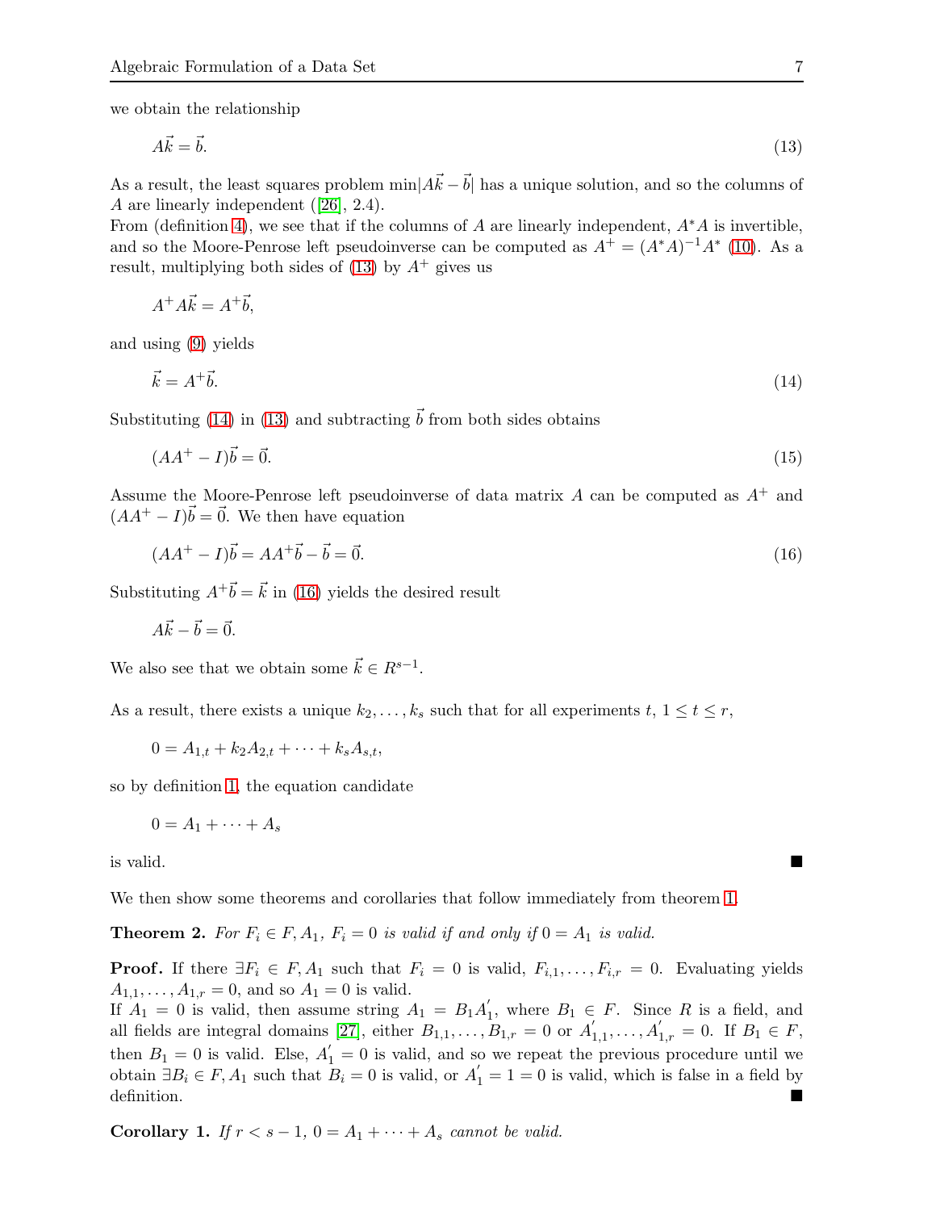we obtain the relationship

$$A\vec{k} = \vec{b}. \tag{13}$$

As a result, the least squares problem $\min|A\vec{k} - \vec{b}|$ has a unique solution, and so the columns of $A$ are linearly independent ([26], 2.4).

From (definition 4), we see that if the columns of $A$ are linearly independent, $A^*A$ is invertible, and so the Moore-Penrose left pseudoinverse can be computed as $A^+ = (A^*A)^{-1}A^*$ (10). As a result, multiplying both sides of (13) by $A^+$ gives us

$$A^+A\vec{k} = A^+\vec{b},$$

and using (9) yields

$$\vec{k} = A^+\vec{b}. \tag{14}$$

Substituting (14) in (13) and subtracting $\vec{b}$ from both sides obtains

$$(AA^+ - I)\vec{b} = \vec{0}. \tag{15}$$

Assume the Moore-Penrose left pseudoinverse of data matrix $A$ can be computed as $A^+$ and $(AA^+ - I)\vec{b} = \vec{0}$. We then have equation

$$(AA^+ - I)\vec{b} = AA^+\vec{b} - \vec{b} = \vec{0}. \tag{16}$$

Substituting $A^+\vec{b} = \vec{k}$ in (16) yields the desired result

$$A\vec{k} - \vec{b} = \vec{0}.$$

We also see that we obtain some $\vec{k} \in R^{s-1}$.

As a result, there exists a unique $k_2, \ldots, k_s$ such that for all experiments $t$, $1 \leq t \leq r$,

$$0 = A_{1,t} + k_2 A_{2,t} + \cdots + k_s A_{s,t},$$

so by definition 1, the equation candidate

$$0 = A_1 + \cdots + A_s$$

is valid. ∎

We then show some theorems and corollaries that follow immediately from theorem 1.

**Theorem 2.** *For $F_i \in F, A_1$, $F_i = 0$ is valid if and only if $0 = A_1$ is valid.*

**Proof.** If there $\exists F_i \in F, A_1$ such that $F_i = 0$ is valid, $F_{i,1}, \ldots, F_{i,r} = 0$. Evaluating yields $A_{1,1}, \ldots, A_{1,r} = 0$, and so $A_1 = 0$ is valid.
If $A_1 = 0$ is valid, then assume string $A_1 = B_1 A_1^{'}$, where $B_1 \in F$. Since $R$ is a field, and all fields are integral domains [27], either $B_{1,1}, \ldots, B_{1,r} = 0$ or $A_{1,1}^{'}, \ldots, A_{1,r}^{'} = 0$. If $B_1 \in F$, then $B_1 = 0$ is valid. Else, $A_1^{'} = 0$ is valid, and so we repeat the previous procedure until we obtain $\exists B_i \in F, A_1$ such that $B_i = 0$ is valid, or $A_1^{'} = 1 = 0$ is valid, which is false in a field by definition. ∎

**Corollary 1.** *If $r < s - 1$, $0 = A_1 + \cdots + A_s$ cannot be valid.*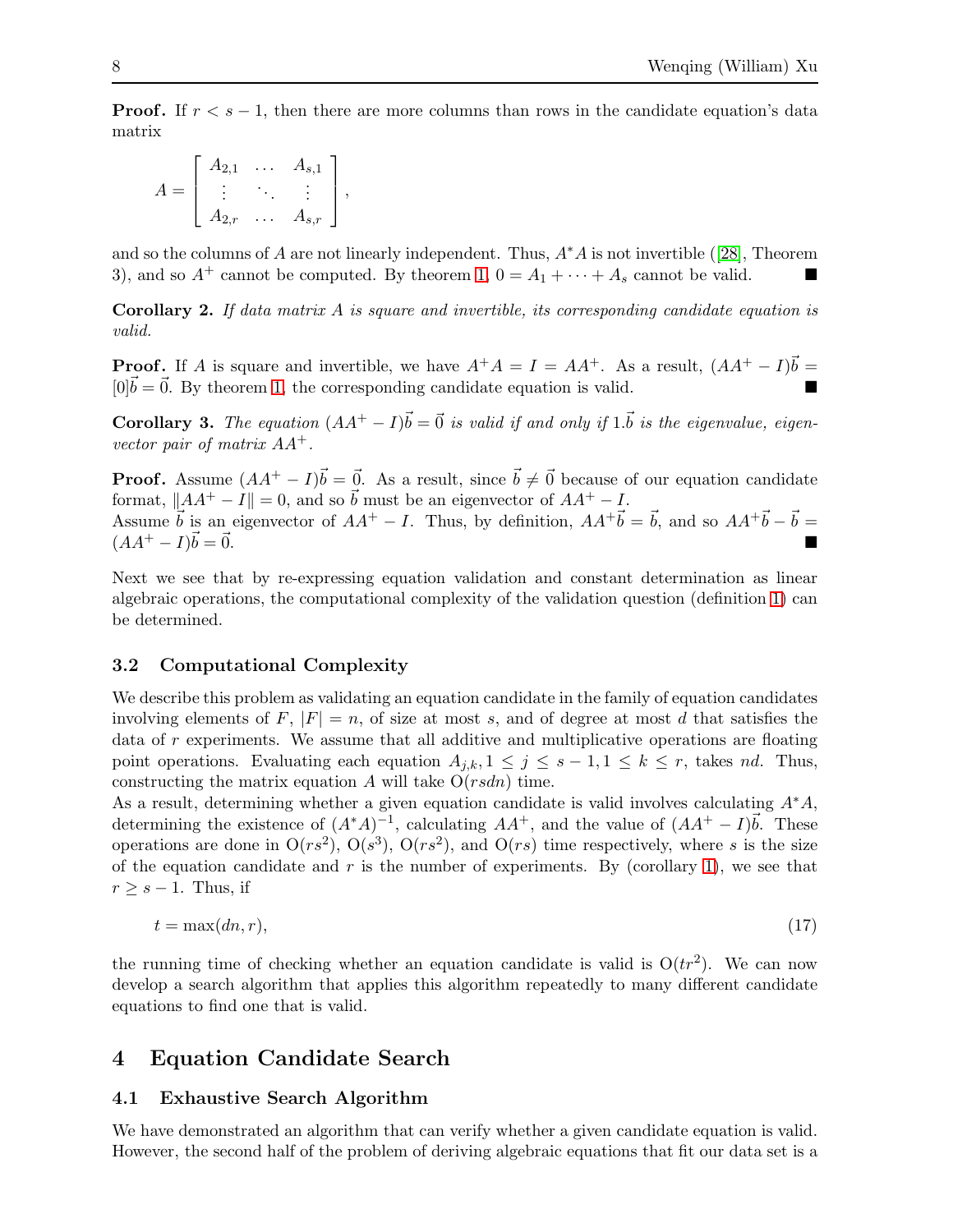**Proof.** If $r < s - 1$, then there are more columns than rows in the candidate equation's data matrix

$$A = \begin{bmatrix} A_{2,1} & \dots & A_{s,1} \\ \vdots & \ddots & \vdots \\ A_{2,r} & \dots & A_{s,r} \end{bmatrix},$$

and so the columns of $A$ are not linearly independent. Thus, $A^*A$ is not invertible ([28], Theorem 3), and so $A^+$ cannot be computed. By theorem 1, $0 = A_1 + \cdots + A_s$ cannot be valid. ∎

**Corollary 2.** *If data matrix $A$ is square and invertible, its corresponding candidate equation is valid.*

**Proof.** If $A$ is square and invertible, we have $A^+A = I = AA^+$. As a result, $(AA^+ - I)\vec{b} = [0]\vec{b} = \vec{0}$. By theorem 1, the corresponding candidate equation is valid. ∎

**Corollary 3.** *The equation $(AA^+ - I)\vec{b} = \vec{0}$ is valid if and only if $1.\vec{b}$ is the eigenvalue, eigenvector pair of matrix $AA^+$.*

**Proof.** Assume $(AA^+ - I)\vec{b} = \vec{0}$. As a result, since $\vec{b} \neq \vec{0}$ because of our equation candidate format, $\|AA^+ - I\| = 0$, and so $\vec{b}$ must be an eigenvector of $AA^+ - I$.
Assume $\vec{b}$ is an eigenvector of $AA^+ - I$. Thus, by definition, $AA^+\vec{b} = \vec{b}$, and so $AA^+\vec{b} - \vec{b} = (AA^+ - I)\vec{b} = \vec{0}$. ∎

Next we see that by re-expressing equation validation and constant determination as linear algebraic operations, the computational complexity of the validation question (definition 1) can be determined.

### 3.2 Computational Complexity

We describe this problem as validating an equation candidate in the family of equation candidates involving elements of $F$, $|F| = n$, of size at most $s$, and of degree at most $d$ that satisfies the data of $r$ experiments. We assume that all additive and multiplicative operations are floating point operations. Evaluating each equation $A_{j,k}, 1 \leq j \leq s-1, 1 \leq k \leq r$, takes $nd$. Thus, constructing the matrix equation $A$ will take $O(rsdn)$ time.
As a result, determining whether a given equation candidate is valid involves calculating $A^*A$, determining the existence of $(A^*A)^{-1}$, calculating $AA^+$, and the value of $(AA^+ - I)\vec{b}$. These operations are done in $O(rs^2)$, $O(s^3)$, $O(rs^2)$, and $O(rs)$ time respectively, where $s$ is the size of the equation candidate and $r$ is the number of experiments. By (corollary 1), we see that $r \geq s - 1$. Thus, if

$$t = \max(dn, r), \tag{17}$$

the running time of checking whether an equation candidate is valid is $O(tr^2)$. We can now develop a search algorithm that applies this algorithm repeatedly to many different candidate equations to find one that is valid.

## 4 Equation Candidate Search

### 4.1 Exhaustive Search Algorithm

We have demonstrated an algorithm that can verify whether a given candidate equation is valid. However, the second half of the problem of deriving algebraic equations that fit our data set is a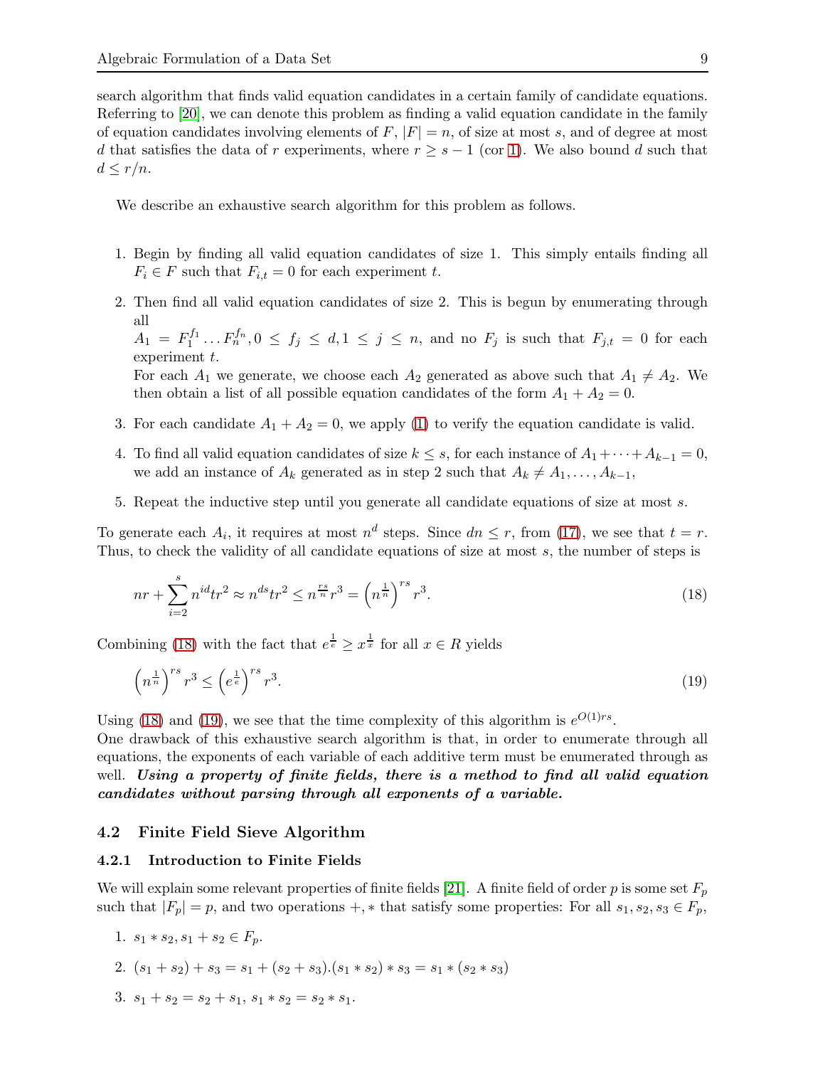search algorithm that finds valid equation candidates in a certain family of candidate equations. Referring to [20], we can denote this problem as finding a valid equation candidate in the family of equation candidates involving elements of $F$, $|F| = n$, of size at most $s$, and of degree at most $d$ that satisfies the data of $r$ experiments, where $r \geq s - 1$ (cor 1). We also bound $d$ such that $d \leq r/n$.

We describe an exhaustive search algorithm for this problem as follows.

1. Begin by finding all valid equation candidates of size 1. This simply entails finding all $F_i \in F$ such that $F_{i,t} = 0$ for each experiment $t$.
2. Then find all valid equation candidates of size 2. This is begun by enumerating through all
   $A_1 = F_1^{f_1} \dots F_n^{f_n}, 0 \leq f_j \leq d, 1 \leq j \leq n$, and no $F_j$ is such that $F_{j,t} = 0$ for each experiment $t$.
   For each $A_1$ we generate, we choose each $A_2$ generated as above such that $A_1 \neq A_2$. We then obtain a list of all possible equation candidates of the form $A_1 + A_2 = 0$.
3. For each candidate $A_1 + A_2 = 0$, we apply (1) to verify the equation candidate is valid.
4. To find all valid equation candidates of size $k \leq s$, for each instance of $A_1 + \cdots + A_{k-1} = 0$, we add an instance of $A_k$ generated as in step 2 such that $A_k \neq A_1, \dots, A_{k-1}$,
5. Repeat the inductive step until you generate all candidate equations of size at most $s$.

To generate each $A_i$, it requires at most $n^d$ steps. Since $dn \leq r$, from (17), we see that $t = r$. Thus, to check the validity of all candidate equations of size at most $s$, the number of steps is

$$nr + \sum_{i=2}^{s} n^{id} tr^2 \approx n^{ds} tr^2 \leq n^{\frac{rs}{n}} r^3 = \left(n^{\frac{1}{n}}\right)^{rs} r^3. \tag{18}$$

Combining (18) with the fact that $e^{\frac{1}{e}} \geq x^{\frac{1}{x}}$ for all $x \in R$ yields

$$\left(n^{\frac{1}{n}}\right)^{rs} r^3 \leq \left(e^{\frac{1}{e}}\right)^{rs} r^3. \tag{19}$$

Using (18) and (19), we see that the time complexity of this algorithm is $e^{O(1)rs}$.
One drawback of this exhaustive search algorithm is that, in order to enumerate through all equations, the exponents of each variable of each additive term must be enumerated through as well. ***Using a property of finite fields, there is a method to find all valid equation candidates without parsing through all exponents of a variable.***

## 4.2 Finite Field Sieve Algorithm

### 4.2.1 Introduction to Finite Fields

We will explain some relevant properties of finite fields [21]. A finite field of order $p$ is some set $F_p$ such that $|F_p| = p$, and two operations $+, *$ that satisfy some properties: For all $s_1, s_2, s_3 \in F_p$,

1. $s_1 * s_2, s_1 + s_2 \in F_p$.
2. $(s_1 + s_2) + s_3 = s_1 + (s_2 + s_3).(s_1 * s_2) * s_3 = s_1 * (s_2 * s_3)$
3. $s_1 + s_2 = s_2 + s_1$, $s_1 * s_2 = s_2 * s_1$.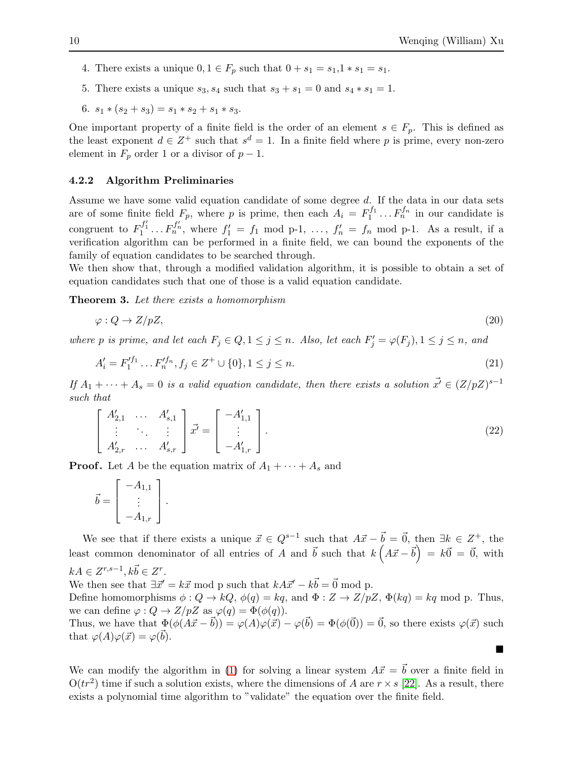4. There exists a unique $0, 1 \in F_p$ such that $0 + s_1 = s_1, 1 * s_1 = s_1$.
5. There exists a unique $s_3, s_4$ such that $s_3 + s_1 = 0$ and $s_4 * s_1 = 1$.
6. $s_1 * (s_2 + s_3) = s_1 * s_2 + s_1 * s_3$.

One important property of a finite field is the order of an element $s \in F_p$. This is defined as the least exponent $d \in Z^+$ such that $s^d = 1$. In a finite field where $p$ is prime, every non-zero element in $F_p$ order 1 or a divisor of $p - 1$.

### 4.2.2 Algorithm Preliminaries

Assume we have some valid equation candidate of some degree $d$. If the data in our data sets are of some finite field $F_p$, where $p$ is prime, then each $A_i = F_1^{f_1} \dots F_n^{f_n}$ in our candidate is congruent to $F_1^{f_1'} \dots F_n^{f_n'}$, where $f_1' = f_1$ mod p-1, $\dots$, $f_n' = f_n$ mod p-1. As a result, if a verification algorithm can be performed in a finite field, we can bound the exponents of the family of equation candidates to be searched through.
We then show that, through a modified validation algorithm, it is possible to obtain a set of equation candidates such that one of those is a valid equation candidate.

**Theorem 3.** *Let there exists a homomorphism*

$$\varphi : Q \to Z/pZ, \tag{20}$$

*where p is prime, and let each $F_j \in Q, 1 \le j \le n$. Also, let each $F_j' = \varphi(F_j), 1 \le j \le n$, and*

$$A_i' = F_1'^{f_1} \dots F_n'^{f_n}, f_j \in Z^+ \cup \{0\}, 1 \le j \le n. \tag{21}$$

*If $A_1 + \cdots + A_s = 0$ is a valid equation candidate, then there exists a solution $\vec{x'} \in (Z/pZ)^{s-1}$ such that*

$$\begin{bmatrix} A_{2,1}' & \dots & A_{s,1}' \\ \vdots & \ddots & \vdots \\ A_{2,r}' & \dots & A_{s,r}' \end{bmatrix} \vec{x'} = \begin{bmatrix} -A_{1,1}' \\ \vdots \\ -A_{1,r}' \end{bmatrix}. \tag{22}$$

**Proof.** Let $A$ be the equation matrix of $A_1 + \cdots + A_s$ and

$$\vec{b} = \begin{bmatrix} -A_{1,1} \\ \vdots \\ -A_{1,r} \end{bmatrix}.$$

We see that if there exists a unique $\vec{x} \in Q^{s-1}$ such that $A\vec{x} - \vec{b} = \vec{0}$, then $\exists k \in Z^+$, the least common denominator of all entries of $A$ and $\vec{b}$ such that $k\left(A\vec{x} - \vec{b}\right) = k\vec{0} = \vec{0}$, with $kA \in Z^{r,s-1}, k\vec{b} \in Z^r$.
We then see that $\exists \vec{x}' = k\vec{x}$ mod p such that $kA\vec{x}' - k\vec{b} = \vec{0}$ mod p.
Define homomorphisms $\phi : Q \to kQ$, $\phi(q) = kq$, and $\Phi : Z \to Z/pZ$, $\Phi(kq) = kq$ mod p. Thus, we can define $\varphi : Q \to Z/pZ$ as $\varphi(q) = \Phi(\phi(q))$.
Thus, we have that $\Phi(\phi(A\vec{x} - \vec{b})) = \varphi(A)\varphi(\vec{x}) - \varphi(\vec{b}) = \Phi(\phi(\vec{0})) = \vec{0}$, so there exists $\varphi(\vec{x})$ such that $\varphi(A)\varphi(\vec{x}) = \varphi(\vec{b})$.

■

We can modify the algorithm in (1) for solving a linear system $A\vec{x} = \vec{b}$ over a finite field in $O(tr^2)$ time if such a solution exists, where the dimensions of $A$ are $r \times s$ [22]. As a result, there exists a polynomial time algorithm to "validate" the equation over the finite field.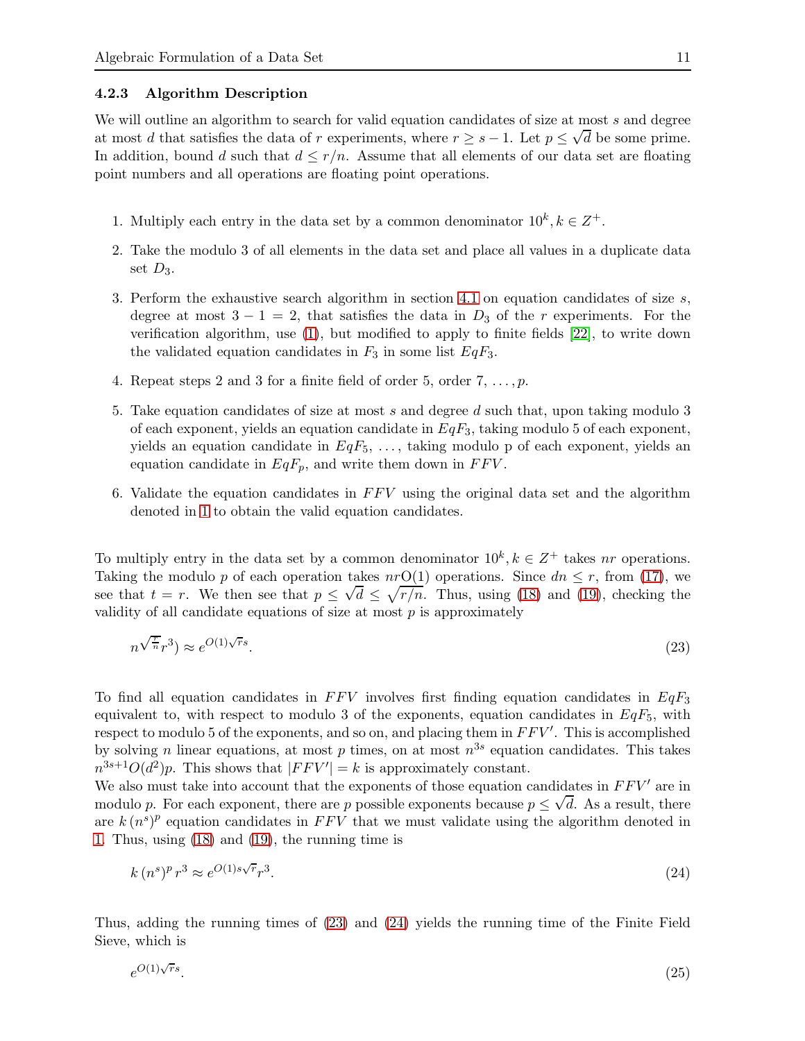### 4.2.3 Algorithm Description

We will outline an algorithm to search for valid equation candidates of size at most $s$ and degree at most $d$ that satisfies the data of $r$ experiments, where $r \geq s-1$. Let $p \leq \sqrt{d}$ be some prime. In addition, bound $d$ such that $d \leq r/n$. Assume that all elements of our data set are floating point numbers and all operations are floating point operations.

1. Multiply each entry in the data set by a common denominator $10^k, k \in Z^+$.
2. Take the modulo 3 of all elements in the data set and place all values in a duplicate data set $D_3$.
3. Perform the exhaustive search algorithm in section 4.1 on equation candidates of size $s$, degree at most $3-1=2$, that satisfies the data in $D_3$ of the $r$ experiments. For the verification algorithm, use (1), but modified to apply to finite fields [22], to write down the validated equation candidates in $F_3$ in some list $EqF_3$.
4. Repeat steps 2 and 3 for a finite field of order 5, order 7, $\ldots, p$.
5. Take equation candidates of size at most $s$ and degree $d$ such that, upon taking modulo 3 of each exponent, yields an equation candidate in $EqF_3$, taking modulo 5 of each exponent, yields an equation candidate in $EqF_5$, $\ldots$, taking modulo p of each exponent, yields an equation candidate in $EqF_p$, and write them down in $FFV$.
6. Validate the equation candidates in $FFV$ using the original data set and the algorithm denoted in 1 to obtain the valid equation candidates.

To multiply entry in the data set by a common denominator $10^k, k \in Z^+$ takes $nr$ operations. Taking the modulo $p$ of each operation takes $nr\mathrm{O}(1)$ operations. Since $dn \leq r$, from (17), we see that $t = r$. We then see that $p \leq \sqrt{d} \leq \sqrt{r/n}$. Thus, using (18) and (19), checking the validity of all candidate equations of size at most $p$ is approximately

$$n^{\sqrt{\frac{r}{n}}}r^3) \approx e^{O(1)\sqrt{r}s}. \tag{23}$$

To find all equation candidates in $FFV$ involves first finding equation candidates in $EqF_3$ equivalent to, with respect to modulo 3 of the exponents, equation candidates in $EqF_5$, with respect to modulo 5 of the exponents, and so on, and placing them in $FFV'$. This is accomplished by solving $n$ linear equations, at most $p$ times, on at most $n^{3s}$ equation candidates. This takes $n^{3s+1}O(d^2)p$. This shows that $|FFV'| = k$ is approximately constant.
We also must take into account that the exponents of those equation candidates in $FFV'$ are in modulo $p$. For each exponent, there are $p$ possible exponents because $p \leq \sqrt{d}$. As a result, there are $k\,(n^s)^p$ equation candidates in $FFV$ that we must validate using the algorithm denoted in 1. Thus, using (18) and (19), the running time is

$$k\,(n^s)^p\,r^3 \approx e^{O(1)s\sqrt{r}}r^3. \tag{24}$$

Thus, adding the running times of (23) and (24) yields the running time of the Finite Field Sieve, which is

$$e^{O(1)\sqrt{r}s}. \tag{25}$$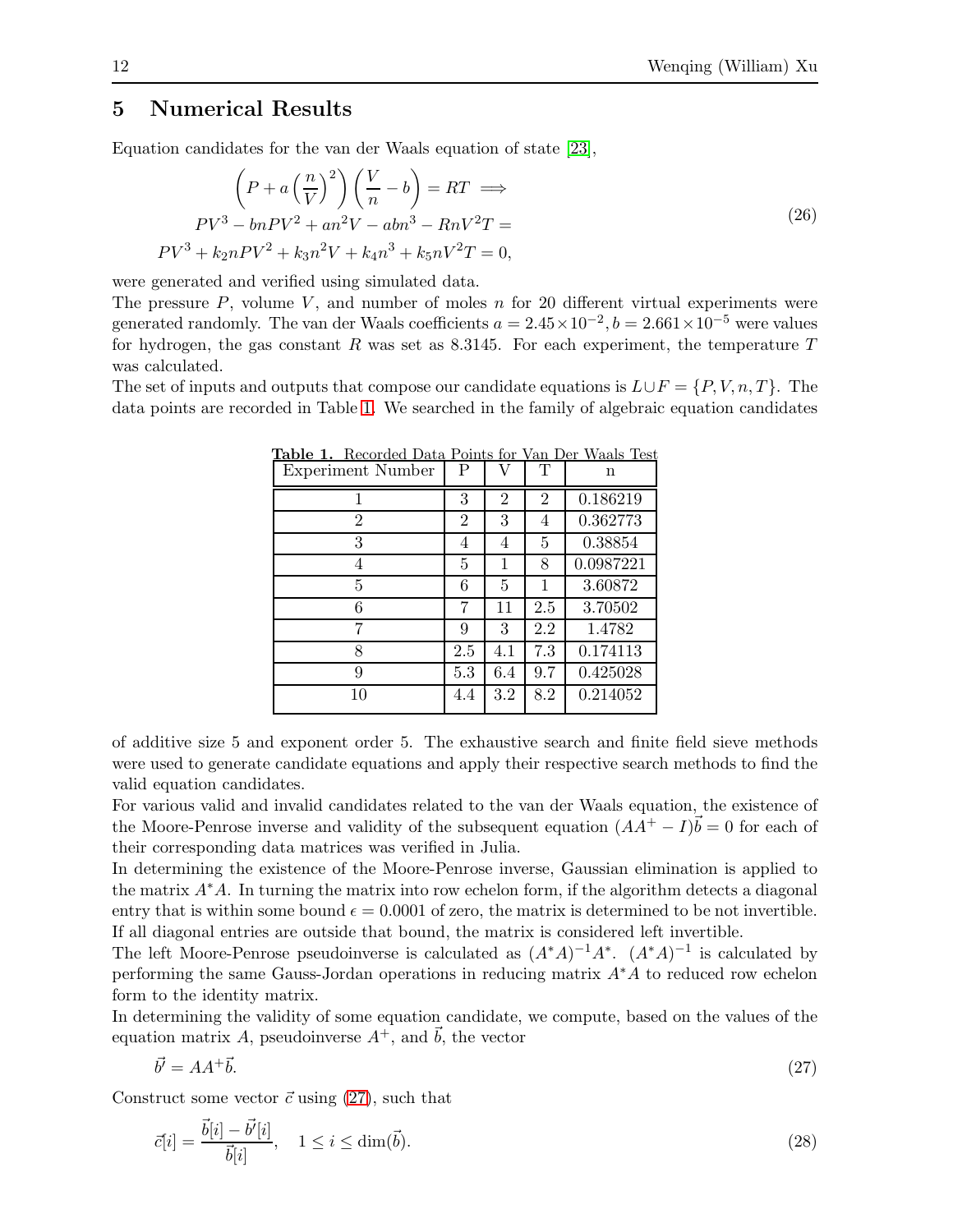## 5 Numerical Results

Equation candidates for the van der Waals equation of state [23],

$$
\begin{aligned}
\left(P + a\left(\frac{n}{V}\right)^2\right)\left(\frac{V}{n} - b\right) = RT \implies \\
PV^3 - bnPV^2 + an^2V - abn^3 - RnV^2T = \\
PV^3 + k_2 nPV^2 + k_3 n^2 V + k_4 n^3 + k_5 nV^2 T = 0,
\end{aligned} \tag{26}
$$

were generated and verified using simulated data.

The pressure $P$, volume $V$, and number of moles $n$ for 20 different virtual experiments were generated randomly. The van der Waals coefficients $a = 2.45 \times 10^{-2}, b = 2.661 \times 10^{-5}$ were values for hydrogen, the gas constant $R$ was set as 8.3145. For each experiment, the temperature $T$ was calculated.

The set of inputs and outputs that compose our candidate equations is $L \cup F = \{P, V, n, T\}$. The data points are recorded in Table 1. We searched in the family of algebraic equation candidates

**Table 1.** Recorded Data Points for Van Der Waals Test

| Experiment Number | P | V | T | n |
|---|---|---|---|---|
| 1 | 3 | 2 | 2 | 0.186219 |
| 2 | 2 | 3 | 4 | 0.362773 |
| 3 | 4 | 4 | 5 | 0.38854 |
| 4 | 5 | 1 | 8 | 0.0987221 |
| 5 | 6 | 5 | 1 | 3.60872 |
| 6 | 7 | 11 | 2.5 | 3.70502 |
| 7 | 9 | 3 | 2.2 | 1.4782 |
| 8 | 2.5 | 4.1 | 7.3 | 0.174113 |
| 9 | 5.3 | 6.4 | 9.7 | 0.425028 |
| 10 | 4.4 | 3.2 | 8.2 | 0.214052 |

of additive size 5 and exponent order 5. The exhaustive search and finite field sieve methods were used to generate candidate equations and apply their respective search methods to find the valid equation candidates.

For various valid and invalid candidates related to the van der Waals equation, the existence of the Moore-Penrose inverse and validity of the subsequent equation $(AA^+ - I)\vec{b} = 0$ for each of their corresponding data matrices was verified in Julia.

In determining the existence of the Moore-Penrose inverse, Gaussian elimination is applied to the matrix $A^*A$. In turning the matrix into row echelon form, if the algorithm detects a diagonal entry that is within some bound $\epsilon = 0.0001$ of zero, the matrix is determined to be not invertible. If all diagonal entries are outside that bound, the matrix is considered left invertible.

The left Moore-Penrose pseudoinverse is calculated as $(A^*A)^{-1}A^*$. $(A^*A)^{-1}$ is calculated by performing the same Gauss-Jordan operations in reducing matrix $A^*A$ to reduced row echelon form to the identity matrix.

In determining the validity of some equation candidate, we compute, based on the values of the equation matrix $A$, pseudoinverse $A^+$, and $\vec{b}$, the vector

$$
\vec{b'} = AA^+\vec{b}. \tag{27}
$$

Construct some vector $\vec{c}$ using (27), such that

$$
\vec{c}[i] = \frac{\vec{b}[i] - \vec{b'}[i]}{\vec{b}[i]}, \quad 1 \leq i \leq \dim(\vec{b}). \tag{28}
$$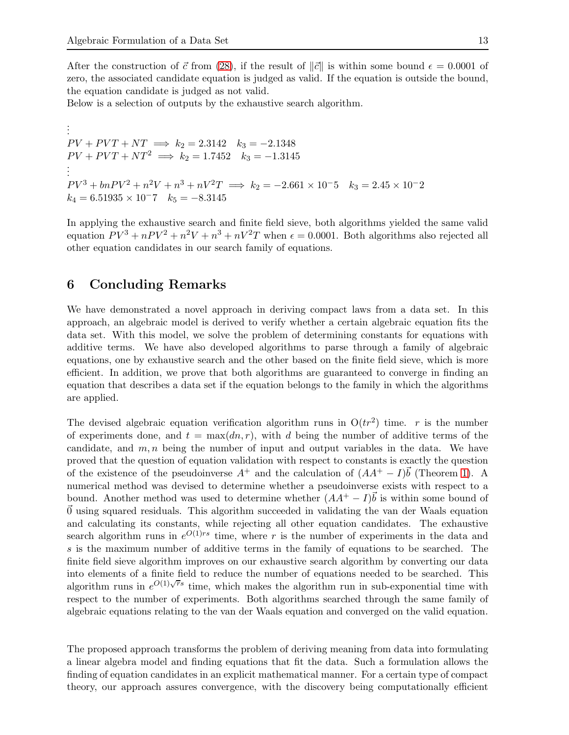After the construction of $\vec{c}$ from (28), if the result of $\|\vec{c}\|$ is within some bound $\epsilon = 0.0001$ of zero, the associated candidate equation is judged as valid. If the equation is outside the bound, the equation candidate is judged as not valid.
Below is a selection of outputs by the exhaustive search algorithm.

$\vdots$
$PV + PVT + NT \implies k_2 = 2.3142 \quad k_3 = -2.1348$
$PV + PVT + NT^2 \implies k_2 = 1.7452 \quad k_3 = -1.3145$
$\vdots$
$PV^3 + bnPV^2 + n^2V + n^3 + nV^2T \implies k_2 = -2.661 \times 10^-5 \quad k_3 = 2.45 \times 10^-2$
$k_4 = 6.51935 \times 10^-7 \quad k_5 = -8.3145$

In applying the exhaustive search and finite field sieve, both algorithms yielded the same valid equation $PV^3 + nPV^2 + n^2V + n^3 + nV^2T$ when $\epsilon = 0.0001$. Both algorithms also rejected all other equation candidates in our search family of equations.

## 6 Concluding Remarks

We have demonstrated a novel approach in deriving compact laws from a data set. In this approach, an algebraic model is derived to verify whether a certain algebraic equation fits the data set. With this model, we solve the problem of determining constants for equations with additive terms. We have also developed algorithms to parse through a family of algebraic equations, one by exhaustive search and the other based on the finite field sieve, which is more efficient. In addition, we prove that both algorithms are guaranteed to converge in finding an equation that describes a data set if the equation belongs to the family in which the algorithms are applied.

The devised algebraic equation verification algorithm runs in $\mathrm{O}(tr^2)$ time. $r$ is the number of experiments done, and $t = \max(dn, r)$, with $d$ being the number of additive terms of the candidate, and $m, n$ being the number of input and output variables in the data. We have proved that the question of equation validation with respect to constants is exactly the question of the existence of the pseudoinverse $A^+$ and the calculation of $(AA^+ - I)\vec{b}$ (Theorem 1). A numerical method was devised to determine whether a pseudoinverse exists with respect to a bound. Another method was used to determine whether $(AA^+ - I)\vec{b}$ is within some bound of $\vec{0}$ using squared residuals. This algorithm succeeded in validating the van der Waals equation and calculating its constants, while rejecting all other equation candidates. The exhaustive search algorithm runs in $e^{O(1)rs}$ time, where $r$ is the number of experiments in the data and $s$ is the maximum number of additive terms in the family of equations to be searched. The finite field sieve algorithm improves on our exhaustive search algorithm by converting our data into elements of a finite field to reduce the number of equations needed to be searched. This algorithm runs in $e^{O(1)\sqrt{r}s}$ time, which makes the algorithm run in sub-exponential time with respect to the number of experiments. Both algorithms searched through the same family of algebraic equations relating to the van der Waals equation and converged on the valid equation.

The proposed approach transforms the problem of deriving meaning from data into formulating a linear algebra model and finding equations that fit the data. Such a formulation allows the finding of equation candidates in an explicit mathematical manner. For a certain type of compact theory, our approach assures convergence, with the discovery being computationally efficient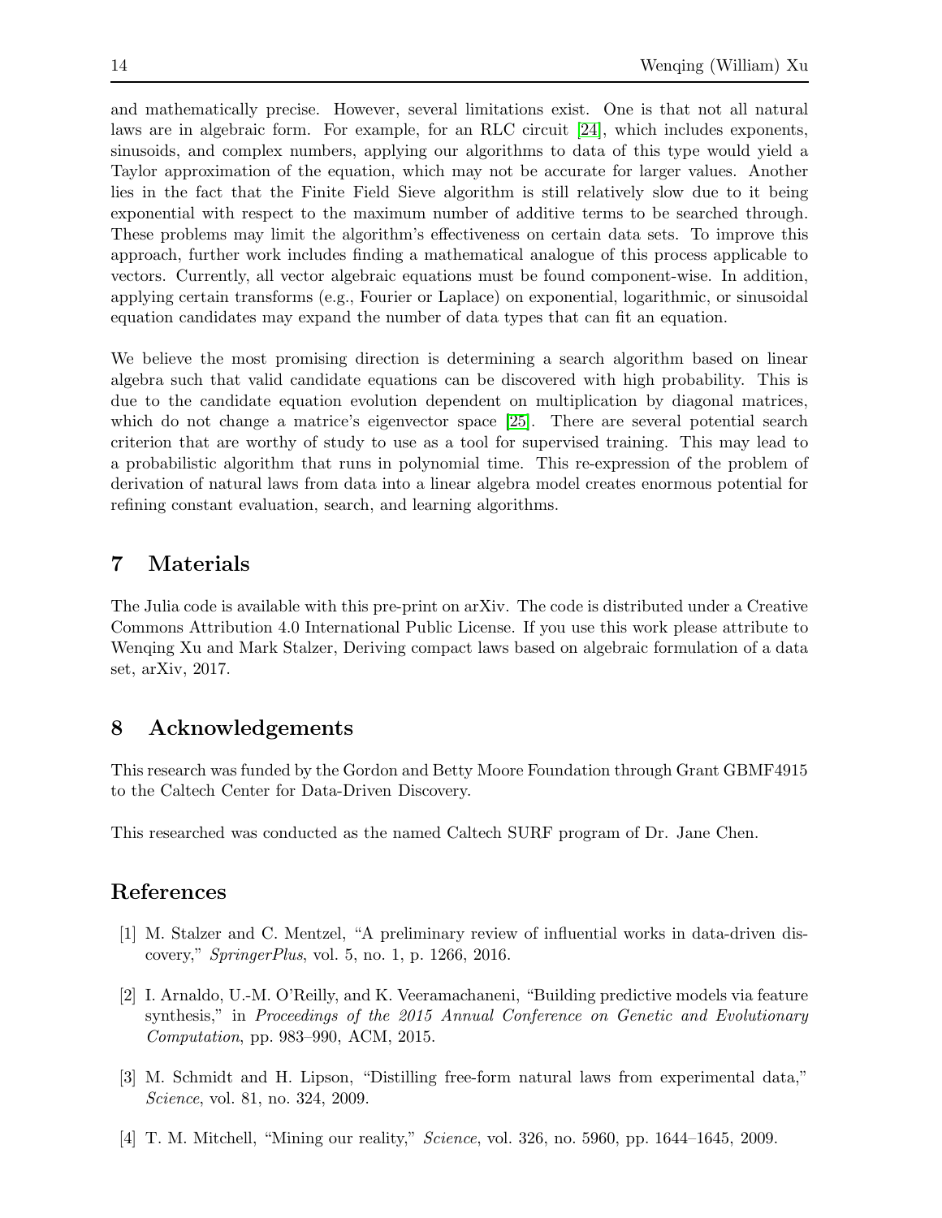and mathematically precise. However, several limitations exist. One is that not all natural laws are in algebraic form. For example, for an RLC circuit [24], which includes exponents, sinusoids, and complex numbers, applying our algorithms to data of this type would yield a Taylor approximation of the equation, which may not be accurate for larger values. Another lies in the fact that the Finite Field Sieve algorithm is still relatively slow due to it being exponential with respect to the maximum number of additive terms to be searched through. These problems may limit the algorithm's effectiveness on certain data sets. To improve this approach, further work includes finding a mathematical analogue of this process applicable to vectors. Currently, all vector algebraic equations must be found component-wise. In addition, applying certain transforms (e.g., Fourier or Laplace) on exponential, logarithmic, or sinusoidal equation candidates may expand the number of data types that can fit an equation.

We believe the most promising direction is determining a search algorithm based on linear algebra such that valid candidate equations can be discovered with high probability. This is due to the candidate equation evolution dependent on multiplication by diagonal matrices, which do not change a matrice's eigenvector space [25]. There are several potential search criterion that are worthy of study to use as a tool for supervised training. This may lead to a probabilistic algorithm that runs in polynomial time. This re-expression of the problem of derivation of natural laws from data into a linear algebra model creates enormous potential for refining constant evaluation, search, and learning algorithms.

## 7 Materials

The Julia code is available with this pre-print on arXiv. The code is distributed under a Creative Commons Attribution 4.0 International Public License. If you use this work please attribute to Wenqing Xu and Mark Stalzer, Deriving compact laws based on algebraic formulation of a data set, arXiv, 2017.

## 8 Acknowledgements

This research was funded by the Gordon and Betty Moore Foundation through Grant GBMF4915 to the Caltech Center for Data-Driven Discovery.

This researched was conducted as the named Caltech SURF program of Dr. Jane Chen.

## References

[1] M. Stalzer and C. Mentzel, "A preliminary review of influential works in data-driven discovery," *SpringerPlus*, vol. 5, no. 1, p. 1266, 2016.

[2] I. Arnaldo, U.-M. O'Reilly, and K. Veeramachaneni, "Building predictive models via feature synthesis," in *Proceedings of the 2015 Annual Conference on Genetic and Evolutionary Computation*, pp. 983–990, ACM, 2015.

[3] M. Schmidt and H. Lipson, "Distilling free-form natural laws from experimental data," *Science*, vol. 81, no. 324, 2009.

[4] T. M. Mitchell, "Mining our reality," *Science*, vol. 326, no. 5960, pp. 1644–1645, 2009.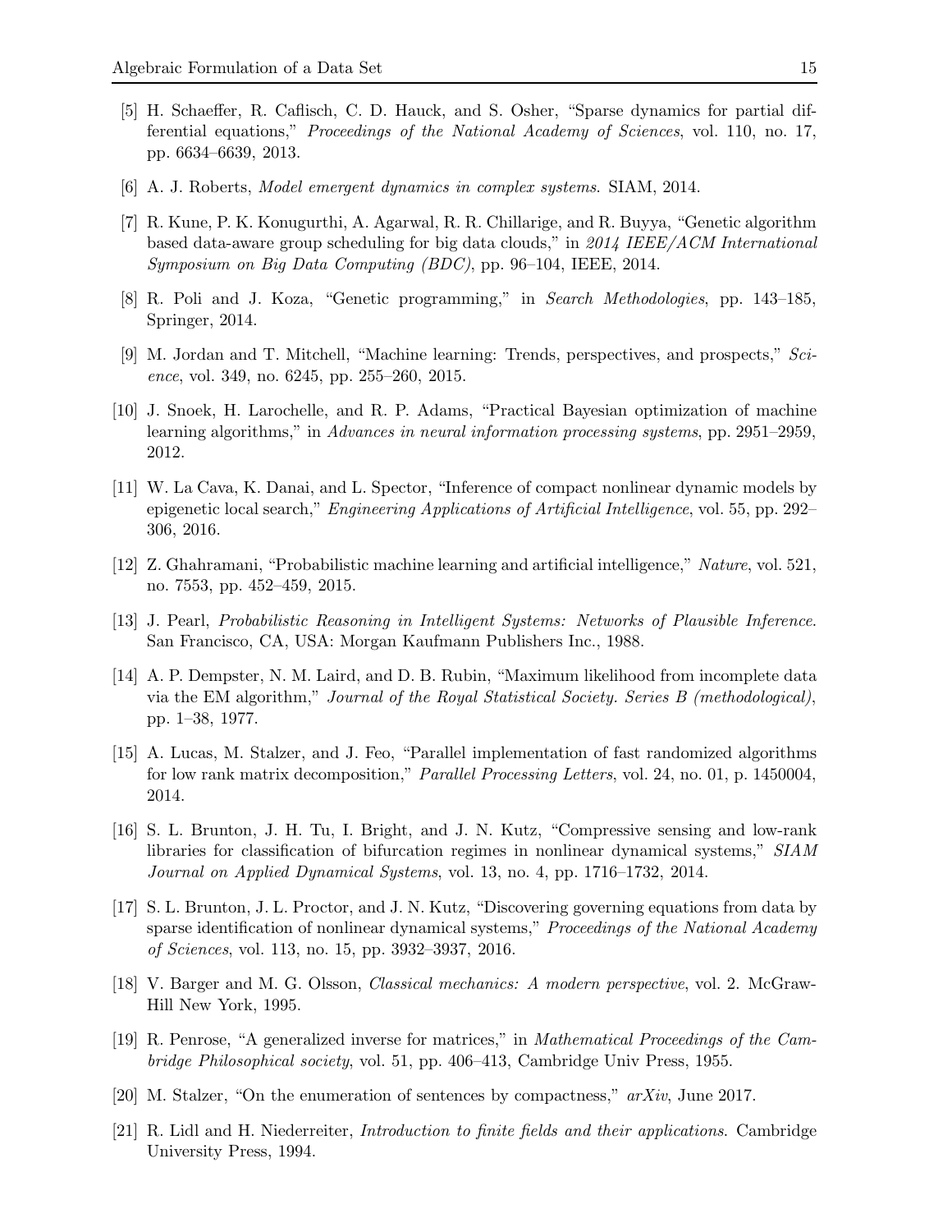[5] H. Schaeffer, R. Caflisch, C. D. Hauck, and S. Osher, "Sparse dynamics for partial differential equations," *Proceedings of the National Academy of Sciences*, vol. 110, no. 17, pp. 6634–6639, 2013.

[6] A. J. Roberts, *Model emergent dynamics in complex systems*. SIAM, 2014.

[7] R. Kune, P. K. Konugurthi, A. Agarwal, R. R. Chillarige, and R. Buyya, "Genetic algorithm based data-aware group scheduling for big data clouds," in *2014 IEEE/ACM International Symposium on Big Data Computing (BDC)*, pp. 96–104, IEEE, 2014.

[8] R. Poli and J. Koza, "Genetic programming," in *Search Methodologies*, pp. 143–185, Springer, 2014.

[9] M. Jordan and T. Mitchell, "Machine learning: Trends, perspectives, and prospects," *Science*, vol. 349, no. 6245, pp. 255–260, 2015.

[10] J. Snoek, H. Larochelle, and R. P. Adams, "Practical Bayesian optimization of machine learning algorithms," in *Advances in neural information processing systems*, pp. 2951–2959, 2012.

[11] W. La Cava, K. Danai, and L. Spector, "Inference of compact nonlinear dynamic models by epigenetic local search," *Engineering Applications of Artificial Intelligence*, vol. 55, pp. 292–306, 2016.

[12] Z. Ghahramani, "Probabilistic machine learning and artificial intelligence," *Nature*, vol. 521, no. 7553, pp. 452–459, 2015.

[13] J. Pearl, *Probabilistic Reasoning in Intelligent Systems: Networks of Plausible Inference*. San Francisco, CA, USA: Morgan Kaufmann Publishers Inc., 1988.

[14] A. P. Dempster, N. M. Laird, and D. B. Rubin, "Maximum likelihood from incomplete data via the EM algorithm," *Journal of the Royal Statistical Society. Series B (methodological)*, pp. 1–38, 1977.

[15] A. Lucas, M. Stalzer, and J. Feo, "Parallel implementation of fast randomized algorithms for low rank matrix decomposition," *Parallel Processing Letters*, vol. 24, no. 01, p. 1450004, 2014.

[16] S. L. Brunton, J. H. Tu, I. Bright, and J. N. Kutz, "Compressive sensing and low-rank libraries for classification of bifurcation regimes in nonlinear dynamical systems," *SIAM Journal on Applied Dynamical Systems*, vol. 13, no. 4, pp. 1716–1732, 2014.

[17] S. L. Brunton, J. L. Proctor, and J. N. Kutz, "Discovering governing equations from data by sparse identification of nonlinear dynamical systems," *Proceedings of the National Academy of Sciences*, vol. 113, no. 15, pp. 3932–3937, 2016.

[18] V. Barger and M. G. Olsson, *Classical mechanics: A modern perspective*, vol. 2. McGraw-Hill New York, 1995.

[19] R. Penrose, "A generalized inverse for matrices," in *Mathematical Proceedings of the Cambridge Philosophical society*, vol. 51, pp. 406–413, Cambridge Univ Press, 1955.

[20] M. Stalzer, "On the enumeration of sentences by compactness," *arXiv*, June 2017.

[21] R. Lidl and H. Niederreiter, *Introduction to finite fields and their applications*. Cambridge University Press, 1994.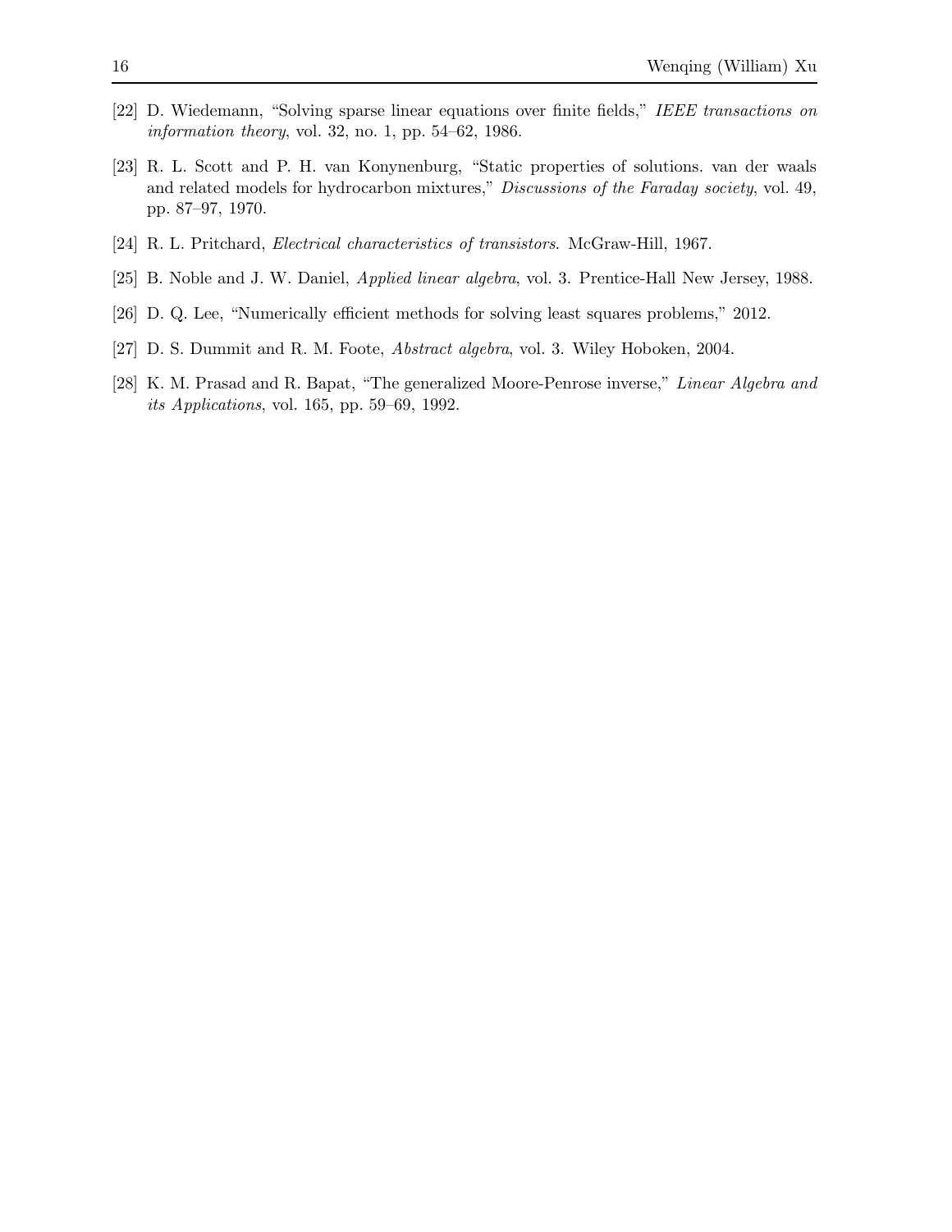[22] D. Wiedemann, "Solving sparse linear equations over finite fields," *IEEE transactions on information theory*, vol. 32, no. 1, pp. 54–62, 1986.

[23] R. L. Scott and P. H. van Konynenburg, "Static properties of solutions. van der waals and related models for hydrocarbon mixtures," *Discussions of the Faraday society*, vol. 49, pp. 87–97, 1970.

[24] R. L. Pritchard, *Electrical characteristics of transistors*. McGraw-Hill, 1967.

[25] B. Noble and J. W. Daniel, *Applied linear algebra*, vol. 3. Prentice-Hall New Jersey, 1988.

[26] D. Q. Lee, "Numerically efficient methods for solving least squares problems," 2012.

[27] D. S. Dummit and R. M. Foote, *Abstract algebra*, vol. 3. Wiley Hoboken, 2004.

[28] K. M. Prasad and R. Bapat, "The generalized Moore-Penrose inverse," *Linear Algebra and its Applications*, vol. 165, pp. 59–69, 1992.